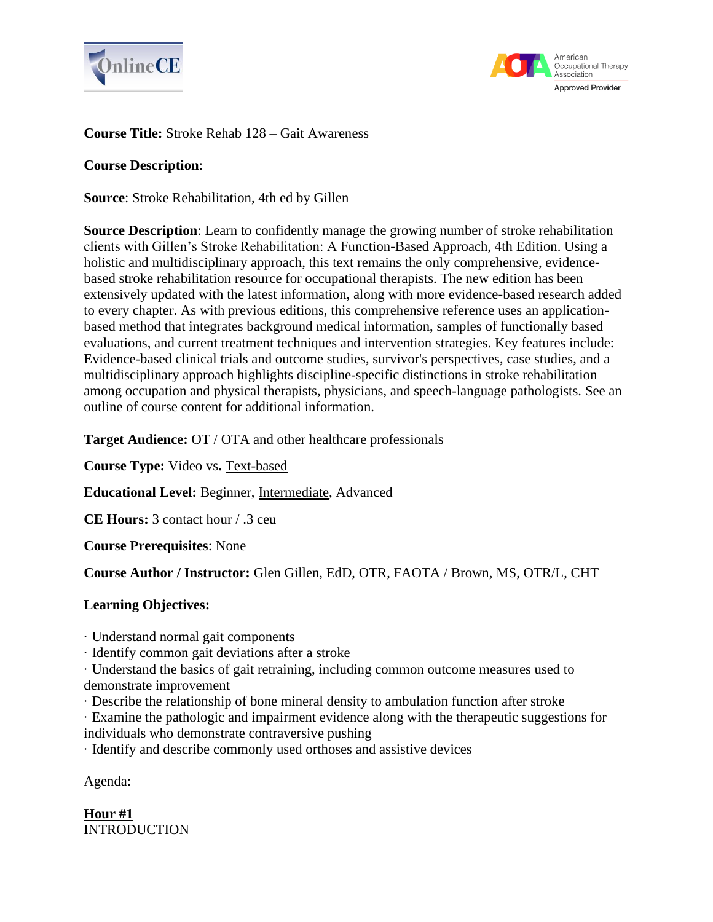**Course Title:** Stroke Rehab 128 – Gait Awareness

**Course Description**:

**Source**: Stroke Rehabilitation, 4th ed by Gillen

**Source Description**: Learn to confidently manage the growing number of stroke rehabilitation clients with Gillen's Stroke Rehabilitation: A Function-Based Approach, 4th Edition. Using a holistic and multidisciplinary approach, this text remains the only comprehensive, evidence-based stroke rehabilitation resource for occupational therapists. The new edition has been extensively updated with the latest information, along with more evidence-based research added to every chapter. As with previous editions, this comprehensive reference uses an application-based method that integrates background medical information, samples of functionally based evaluations, and current treatment techniques and intervention strategies. Key features include: Evidence-based clinical trials and outcome studies, survivor's perspectives, case studies, and a multidisciplinary approach highlights discipline-specific distinctions in stroke rehabilitation among occupation and physical therapists, physicians, and speech-language pathologists. See an outline of course content for additional information.

**Target Audience:** OT / OTA and other healthcare professionals

**Course Type:** Video vs**.** Text-based

**Educational Level:** Beginner, Intermediate, Advanced

**CE Hours:** 3 contact hour / .3 ceu

**Course Prerequisites**: None

**Course Author / Instructor:** Glen Gillen, EdD, OTR, FAOTA / Brown, MS, OTR/L, CHT

**Learning Objectives:**

· Understand normal gait components
· Identify common gait deviations after a stroke
· Understand the basics of gait retraining, including common outcome measures used to demonstrate improvement
· Describe the relationship of bone mineral density to ambulation function after stroke
· Examine the pathologic and impairment evidence along with the therapeutic suggestions for individuals who demonstrate contraversive pushing
· Identify and describe commonly used orthoses and assistive devices

Agenda:

**Hour #1**
INTRODUCTION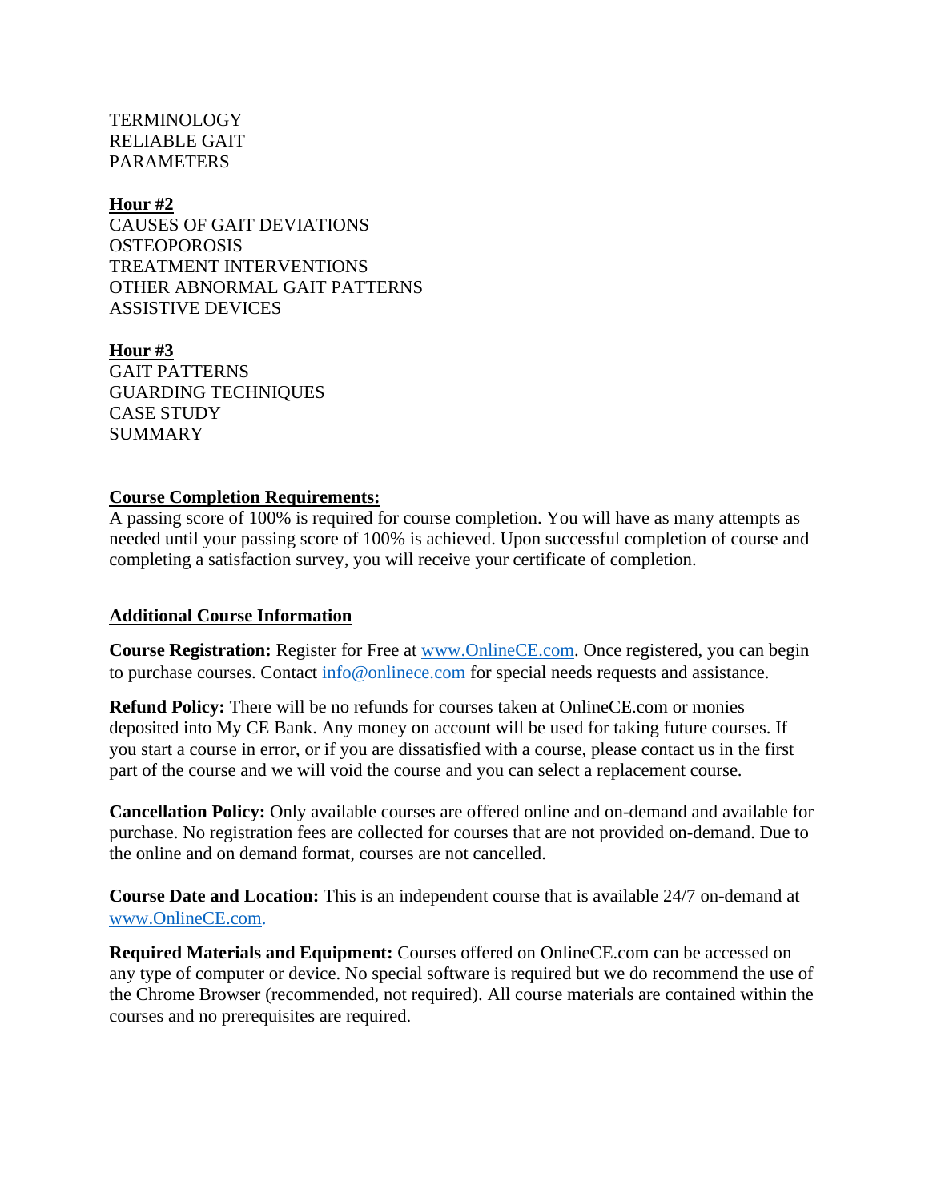TERMINOLOGY
RELIABLE GAIT
PARAMETERS

**Hour #2**
CAUSES OF GAIT DEVIATIONS
OSTEOPOROSIS
TREATMENT INTERVENTIONS
OTHER ABNORMAL GAIT PATTERNS
ASSISTIVE DEVICES

**Hour #3**
GAIT PATTERNS
GUARDING TECHNIQUES
CASE STUDY
SUMMARY

**Course Completion Requirements:**
A passing score of 100% is required for course completion. You will have as many attempts as needed until your passing score of 100% is achieved. Upon successful completion of course and completing a satisfaction survey, you will receive your certificate of completion.

**Additional Course Information**

**Course Registration:** Register for Free at www.OnlineCE.com. Once registered, you can begin to purchase courses. Contact info@onlinece.com for special needs requests and assistance.

**Refund Policy:** There will be no refunds for courses taken at OnlineCE.com or monies deposited into My CE Bank. Any money on account will be used for taking future courses. If you start a course in error, or if you are dissatisfied with a course, please contact us in the first part of the course and we will void the course and you can select a replacement course.

**Cancellation Policy:** Only available courses are offered online and on-demand and available for purchase. No registration fees are collected for courses that are not provided on-demand. Due to the online and on demand format, courses are not cancelled.

**Course Date and Location:** This is an independent course that is available 24/7 on-demand at www.OnlineCE.com.

**Required Materials and Equipment:** Courses offered on OnlineCE.com can be accessed on any type of computer or device. No special software is required but we do recommend the use of the Chrome Browser (recommended, not required). All course materials are contained within the courses and no prerequisites are required.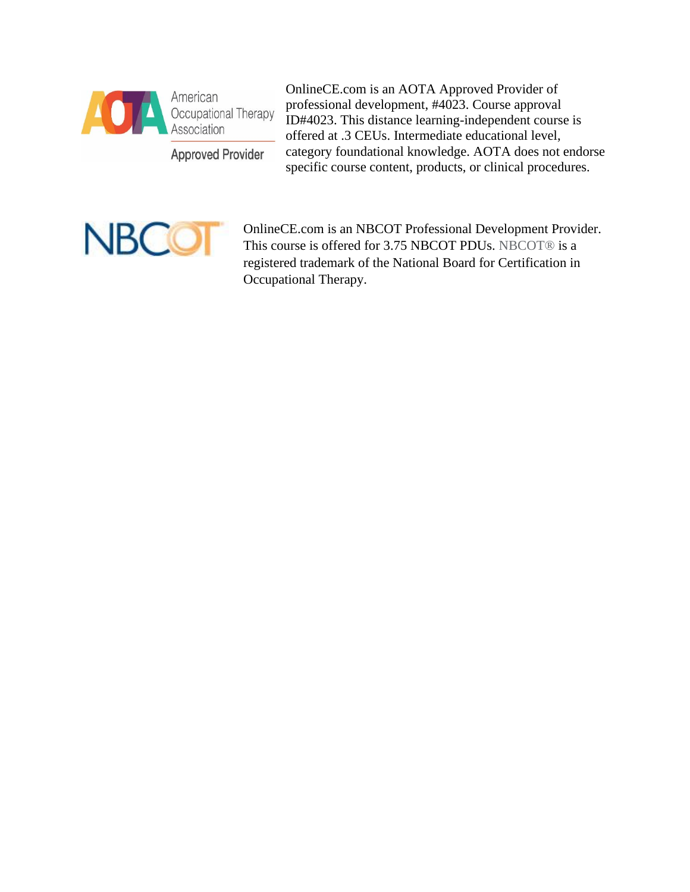OnlineCE.com is an AOTA Approved Provider of professional development, #4023. Course approval ID#4023. This distance learning-independent course is offered at .3 CEUs. Intermediate educational level, category foundational knowledge. AOTA does not endorse specific course content, products, or clinical procedures.

OnlineCE.com is an NBCOT Professional Development Provider. This course is offered for 3.75 NBCOT PDUs. NBCOT® is a registered trademark of the National Board for Certification in Occupational Therapy.